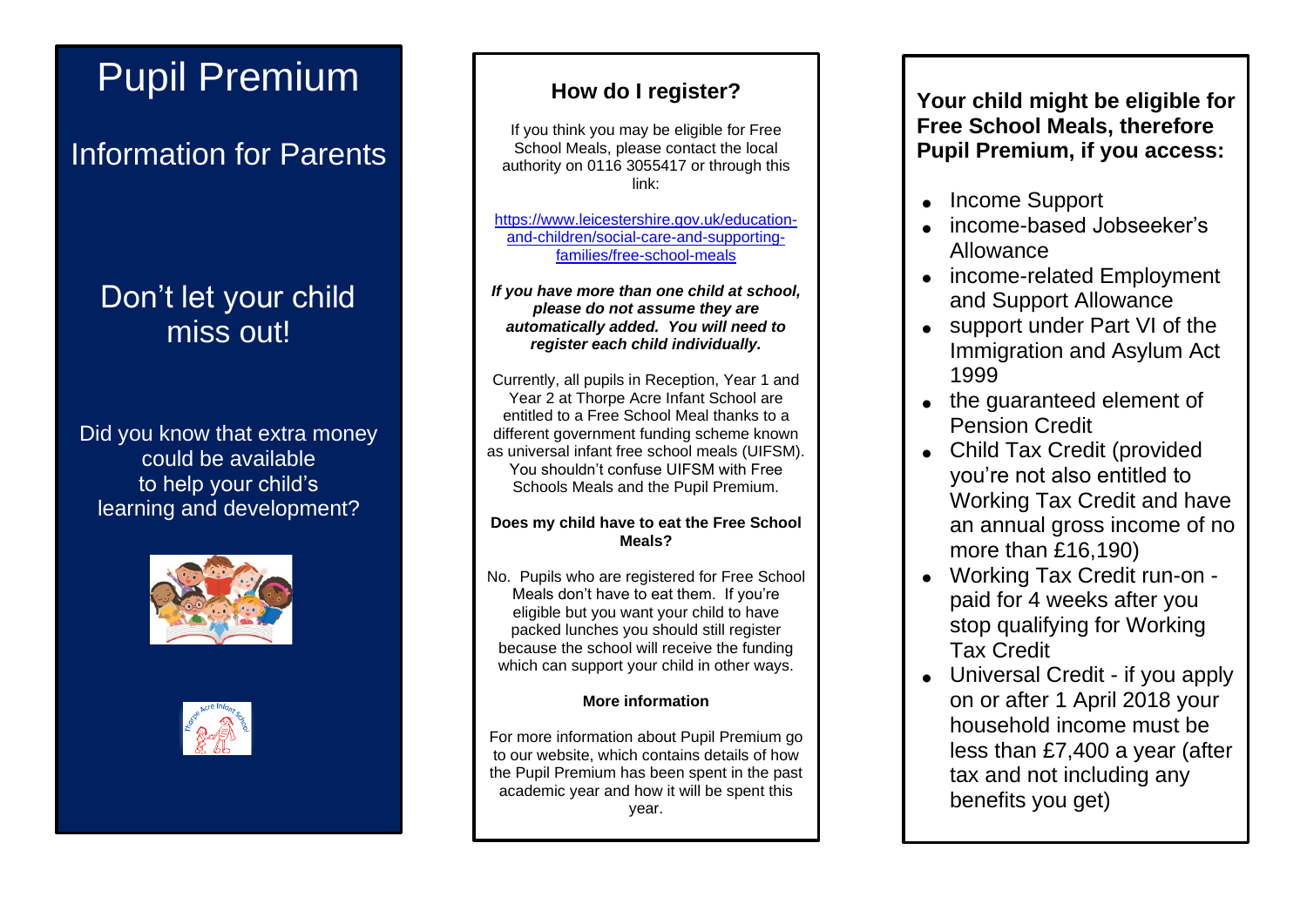# Pupil Premium

## Information for Parents

Don't let your child miss out!

Did you know that extra money could be available to help your child's learning and development?

## How do I register?

If you think you may be eligible for Free School Meals, please contact the local authority on 0116 3055417 or through this link:

https://www.leicestershire.gov.uk/education-and-children/social-care-and-supporting-families/free-school-meals

***If you have more than one child at school, please do not assume they are automatically added. You will need to register each child individually.***

Currently, all pupils in Reception, Year 1 and Year 2 at Thorpe Acre Infant School are entitled to a Free School Meal thanks to a different government funding scheme known as universal infant free school meals (UIFSM). You shouldn't confuse UIFSM with Free Schools Meals and the Pupil Premium.

**Does my child have to eat the Free School Meals?**

No. Pupils who are registered for Free School Meals don't have to eat them. If you're eligible but you want your child to have packed lunches you should still register because the school will receive the funding which can support your child in other ways.

**More information**

For more information about Pupil Premium go to our website, which contains details of how the Pupil Premium has been spent in the past academic year and how it will be spent this year.

**Your child might be eligible for Free School Meals, therefore Pupil Premium, if you access:**

- Income Support
- income-based Jobseeker's Allowance
- income-related Employment and Support Allowance
- support under Part VI of the Immigration and Asylum Act 1999
- the guaranteed element of Pension Credit
- Child Tax Credit (provided you're not also entitled to Working Tax Credit and have an annual gross income of no more than £16,190)
- Working Tax Credit run-on - paid for 4 weeks after you stop qualifying for Working Tax Credit
- Universal Credit - if you apply on or after 1 April 2018 your household income must be less than £7,400 a year (after tax and not including any benefits you get)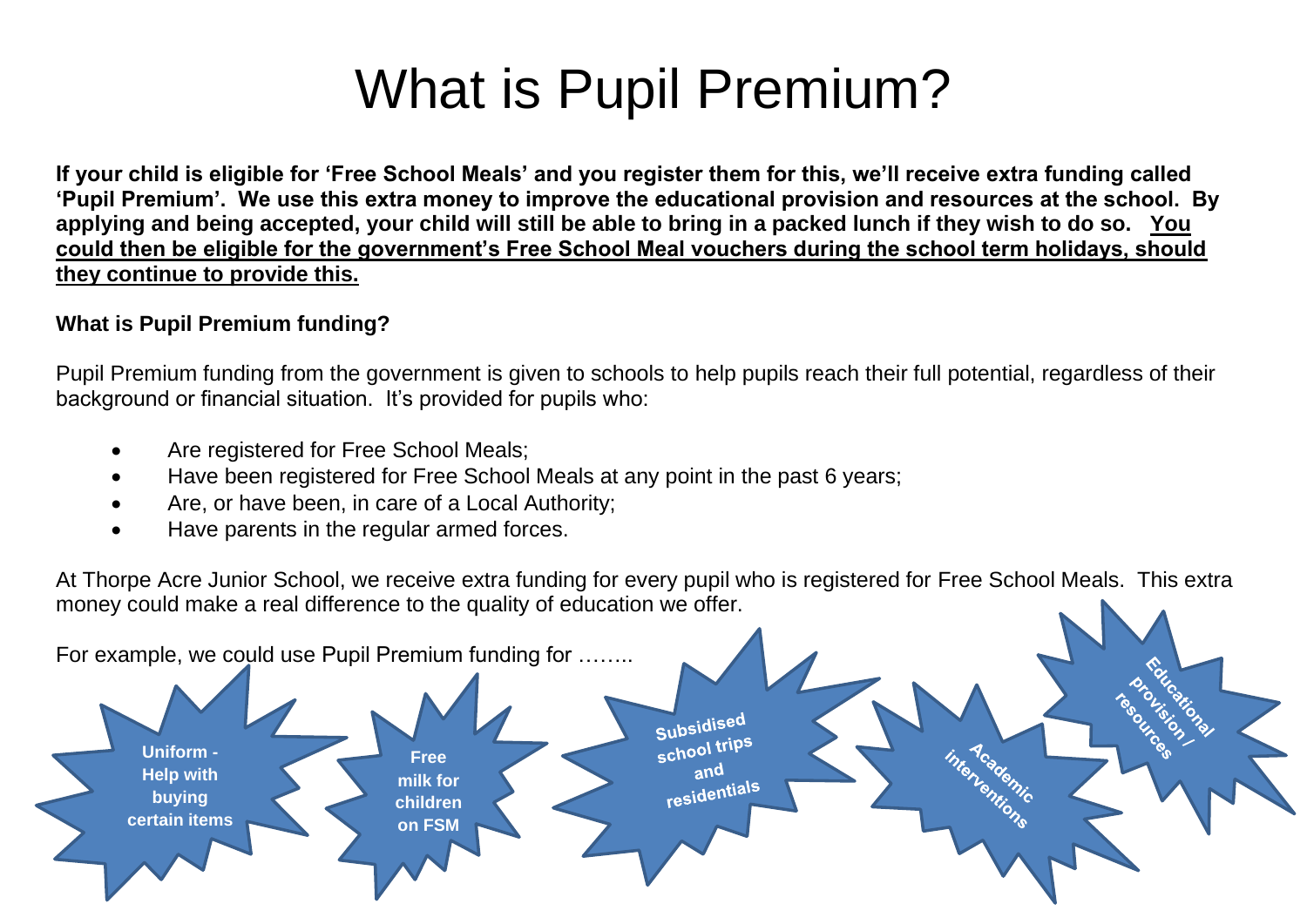# What is Pupil Premium?

**If your child is eligible for 'Free School Meals' and you register them for this, we'll receive extra funding called 'Pupil Premium'. We use this extra money to improve the educational provision and resources at the school. By applying and being accepted, your child will still be able to bring in a packed lunch if they wish to do so. <u>You could then be eligible for the government's Free School Meal vouchers during the school term holidays, should they continue to provide this.</u>**

**What is Pupil Premium funding?**

Pupil Premium funding from the government is given to schools to help pupils reach their full potential, regardless of their background or financial situation. It's provided for pupils who:

- Are registered for Free School Meals;
- Have been registered for Free School Meals at any point in the past 6 years;
- Are, or have been, in care of a Local Authority;
- Have parents in the regular armed forces.

At Thorpe Acre Junior School, we receive extra funding for every pupil who is registered for Free School Meals. This extra money could make a real difference to the quality of education we offer.

For example, we could use Pupil Premium funding for ……..

**Uniform - Help with buying certain items**

**Free milk for children on FSM**

**Subsidised school trips and residentials**

**Academic interventions**

**Educational provision / resources**